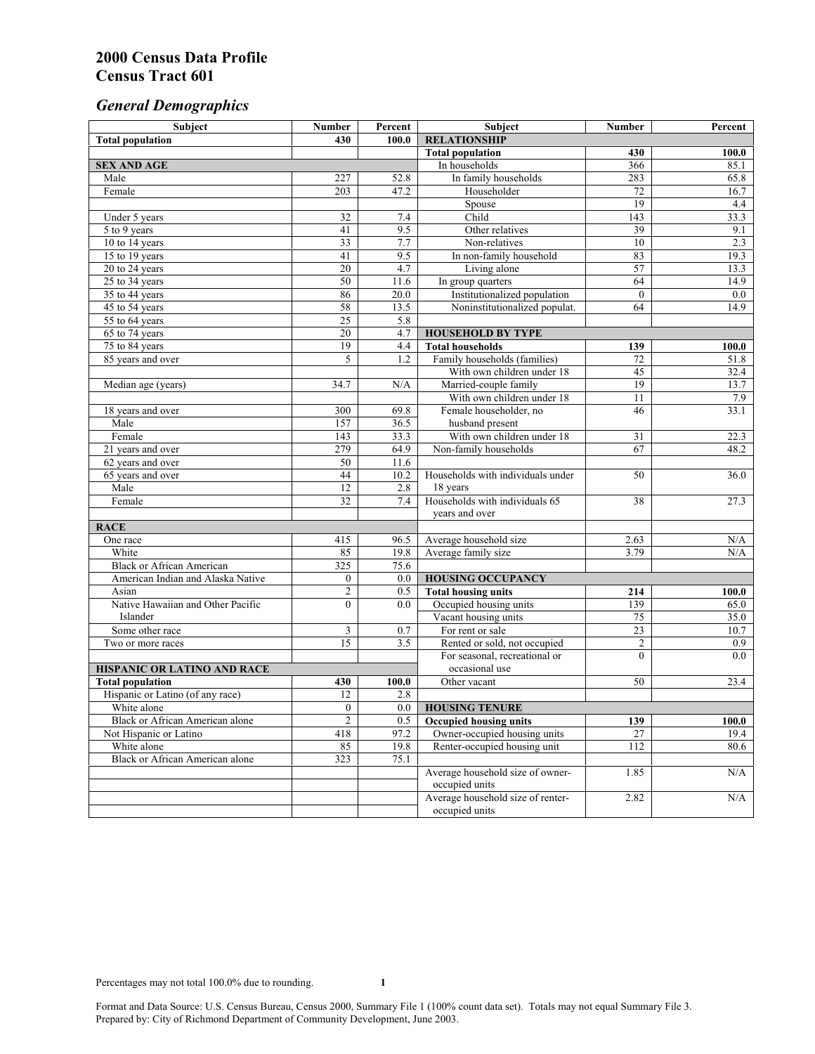# 2000 Census Data Profile
# Census Tract 601

## *General Demographics*

| Subject | Number | Percent | Subject | Number | Percent |
|---|---|---|---|---|---|
| **Total population** | **430** | **100.0** | **RELATIONSHIP** | | |
| | | | **Total population** | **430** | **100.0** |
| **SEX AND AGE** | | | In households | 366 | 85.1 |
| Male | 227 | 52.8 | In family households | 283 | 65.8 |
| Female | 203 | 47.2 | Householder | 72 | 16.7 |
| | | | Spouse | 19 | 4.4 |
| Under 5 years | 32 | 7.4 | Child | 143 | 33.3 |
| 5 to 9 years | 41 | 9.5 | Other relatives | 39 | 9.1 |
| 10 to 14 years | 33 | 7.7 | Non-relatives | 10 | 2.3 |
| 15 to 19 years | 41 | 9.5 | In non-family household | 83 | 19.3 |
| 20 to 24 years | 20 | 4.7 | Living alone | 57 | 13.3 |
| 25 to 34 years | 50 | 11.6 | In group quarters | 64 | 14.9 |
| 35 to 44 years | 86 | 20.0 | Institutionalized population | 0 | 0.0 |
| 45 to 54 years | 58 | 13.5 | Noninstitutionalized populat. | 64 | 14.9 |
| 55 to 64 years | 25 | 5.8 | | | |
| 65 to 74 years | 20 | 4.7 | **HOUSEHOLD BY TYPE** | | |
| 75 to 84 years | 19 | 4.4 | **Total households** | **139** | **100.0** |
| 85 years and over | 5 | 1.2 | Family households (families) | 72 | 51.8 |
| | | | With own children under 18 | 45 | 32.4 |
| Median age (years) | 34.7 | N/A | Married-couple family | 19 | 13.7 |
| | | | With own children under 18 | 11 | 7.9 |
| 18 years and over | 300 | 69.8 | Female householder, no husband present | 46 | 33.1 |
| Male | 157 | 36.5 | | | |
| Female | 143 | 33.3 | With own children under 18 | 31 | 22.3 |
| 21 years and over | 279 | 64.9 | Non-family households | 67 | 48.2 |
| 62 years and over | 50 | 11.6 | | | |
| 65 years and over | 44 | 10.2 | Households with individuals under 18 years | 50 | 36.0 |
| Male | 12 | 2.8 | | | |
| Female | 32 | 7.4 | Households with individuals 65 years and over | 38 | 27.3 |
| **RACE** | | | | | |
| One race | 415 | 96.5 | Average household size | 2.63 | N/A |
| White | 85 | 19.8 | Average family size | 3.79 | N/A |
| Black or African American | 325 | 75.6 | | | |
| American Indian and Alaska Native | 0 | 0.0 | **HOUSING OCCUPANCY** | | |
| Asian | 2 | 0.5 | **Total housing units** | **214** | **100.0** |
| Native Hawaiian and Other Pacific Islander | 0 | 0.0 | Occupied housing units | 139 | 65.0 |
| | | | Vacant housing units | 75 | 35.0 |
| Some other race | 3 | 0.7 | For rent or sale | 23 | 10.7 |
| Two or more races | 15 | 3.5 | Rented or sold, not occupied | 2 | 0.9 |
| | | | For seasonal, recreational or occasional use | 0 | 0.0 |
| **HISPANIC OR LATINO AND RACE** | | | | | |
| **Total population** | **430** | **100.0** | Other vacant | 50 | 23.4 |
| Hispanic or Latino (of any race) | 12 | 2.8 | | | |
| White alone | 0 | 0.0 | **HOUSING TENURE** | | |
| Black or African American alone | 2 | 0.5 | **Occupied housing units** | **139** | **100.0** |
| Not Hispanic or Latino | 418 | 97.2 | Owner-occupied housing units | 27 | 19.4 |
| White alone | 85 | 19.8 | Renter-occupied housing unit | 112 | 80.6 |
| Black or African American alone | 323 | 75.1 | | | |
| | | | Average household size of owner-occupied units | 1.85 | N/A |
| | | | Average household size of renter-occupied units | 2.82 | N/A |

Percentages may not total 100.0% due to rounding.

Format and Data Source: U.S. Census Bureau, Census 2000, Summary File 1 (100% count data set). Totals may not equal Summary File 3.
Prepared by: City of Richmond Department of Community Development, June 2003.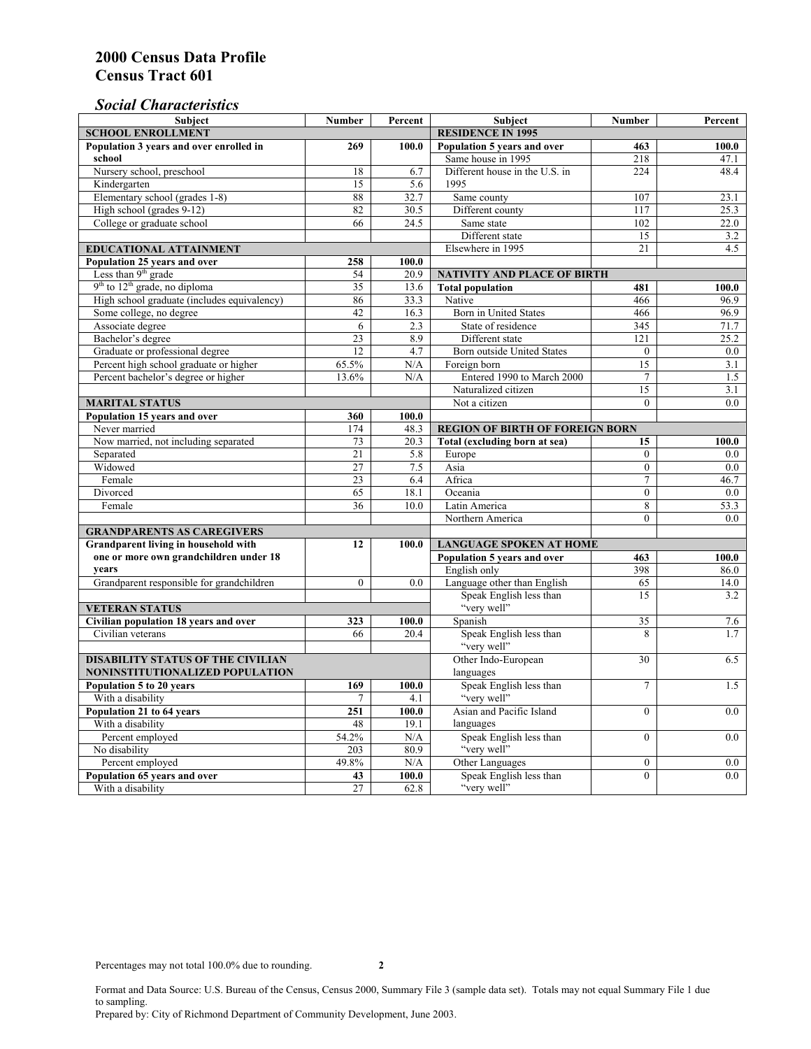# 2000 Census Data Profile
# Census Tract 601

## *Social Characteristics*

| Subject | Number | Percent |
|---|---|---|
| **SCHOOL ENROLLMENT** | | |
| **Population 3 years and over enrolled in school** | **269** | **100.0** |
| Nursery school, preschool | 18 | 6.7 |
| Kindergarten | 15 | 5.6 |
| Elementary school (grades 1-8) | 88 | 32.7 |
| High school (grades 9-12) | 82 | 30.5 |
| College or graduate school | 66 | 24.5 |
| **EDUCATIONAL ATTAINMENT** | | |
| **Population 25 years and over** | **258** | **100.0** |
| Less than 9th grade | 54 | 20.9 |
| 9th to 12th grade, no diploma | 35 | 13.6 |
| High school graduate (includes equivalency) | 86 | 33.3 |
| Some college, no degree | 42 | 16.3 |
| Associate degree | 6 | 2.3 |
| Bachelor's degree | 23 | 8.9 |
| Graduate or professional degree | 12 | 4.7 |
| Percent high school graduate or higher | 65.5% | N/A |
| Percent bachelor's degree or higher | 13.6% | N/A |
| **MARITAL STATUS** | | |
| **Population 15 years and over** | **360** | **100.0** |
| Never married | 174 | 48.3 |
| Now married, not including separated | 73 | 20.3 |
| Separated | 21 | 5.8 |
| Widowed | 27 | 7.5 |
| Female | 23 | 6.4 |
| Divorced | 65 | 18.1 |
| Female | 36 | 10.0 |
| **GRANDPARENTS AS CAREGIVERS** | | |
| **Grandparent living in household with one or more own grandchildren under 18 years** | **12** | **100.0** |
| Grandparent responsible for grandchildren | 0 | 0.0 |
| **VETERAN STATUS** | | |
| **Civilian population 18 years and over** | **323** | **100.0** |
| Civilian veterans | 66 | 20.4 |
| **DISABILITY STATUS OF THE CIVILIAN NONINSTITUTIONALIZED POPULATION** | | |
| **Population 5 to 20 years** | **169** | **100.0** |
| With a disability | 7 | 4.1 |
| **Population 21 to 64 years** | **251** | **100.0** |
| With a disability | 48 | 19.1 |
| Percent employed | 54.2% | N/A |
| No disability | 203 | 80.9 |
| Percent employed | 49.8% | N/A |
| **Population 65 years and over** | **43** | **100.0** |
| With a disability | 27 | 62.8 |

| Subject | Number | Percent |
|---|---|---|
| **RESIDENCE IN 1995** | | |
| **Population 5 years and over** | **463** | **100.0** |
| Same house in 1995 | 218 | 47.1 |
| Different house in the U.S. in 1995 | 224 | 48.4 |
| Same county | 107 | 23.1 |
| Different county | 117 | 25.3 |
| Same state | 102 | 22.0 |
| Different state | 15 | 3.2 |
| Elsewhere in 1995 | 21 | 4.5 |
| **NATIVITY AND PLACE OF BIRTH** | | |
| **Total population** | **481** | **100.0** |
| Native | 466 | 96.9 |
| Born in United States | 466 | 96.9 |
| State of residence | 345 | 71.7 |
| Different state | 121 | 25.2 |
| Born outside United States | 0 | 0.0 |
| Foreign born | 15 | 3.1 |
| Entered 1990 to March 2000 | 7 | 1.5 |
| Naturalized citizen | 15 | 3.1 |
| Not a citizen | 0 | 0.0 |
| **REGION OF BIRTH OF FOREIGN BORN** | | |
| **Total (excluding born at sea)** | **15** | **100.0** |
| Europe | 0 | 0.0 |
| Asia | 0 | 0.0 |
| Africa | 7 | 46.7 |
| Oceania | 0 | 0.0 |
| Latin America | 8 | 53.3 |
| Northern America | 0 | 0.0 |
| **LANGUAGE SPOKEN AT HOME** | | |
| **Population 5 years and over** | **463** | **100.0** |
| English only | 398 | 86.0 |
| Language other than English | 65 | 14.0 |
| Speak English less than "very well" | 15 | 3.2 |
| Spanish | 35 | 7.6 |
| Speak English less than "very well" | 8 | 1.7 |
| Other Indo-European languages | 30 | 6.5 |
| Speak English less than "very well" | 7 | 1.5 |
| Asian and Pacific Island languages | 0 | 0.0 |
| Speak English less than "very well" | 0 | 0.0 |
| Other Languages | 0 | 0.0 |
| Speak English less than "very well" | 0 | 0.0 |

Percentages may not total 100.0% due to rounding.

Format and Data Source: U.S. Bureau of the Census, Census 2000, Summary File 3 (sample data set). Totals may not equal Summary File 1 due to sampling.
Prepared by: City of Richmond Department of Community Development, June 2003.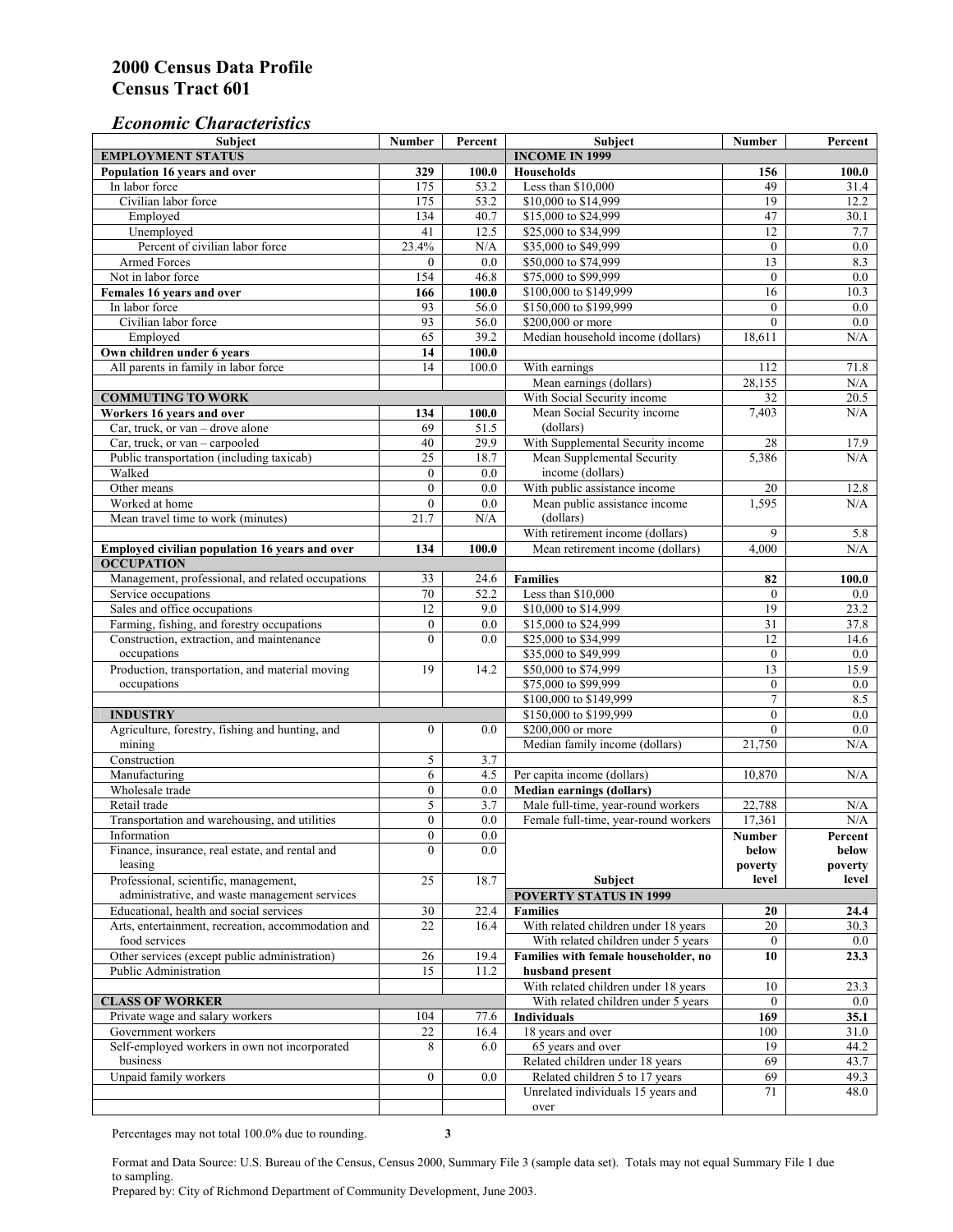# 2000 Census Data Profile
# Census Tract 601

## *Economic Characteristics*

| Subject | Number | Percent |
|---|---|---|
| **EMPLOYMENT STATUS** | | |
| **Population 16 years and over** | **329** | **100.0** |
| In labor force | 175 | 53.2 |
| Civilian labor force | 175 | 53.2 |
| Employed | 134 | 40.7 |
| Unemployed | 41 | 12.5 |
| Percent of civilian labor force | 23.4% | N/A |
| Armed Forces | 0 | 0.0 |
| Not in labor force | 154 | 46.8 |
| **Females 16 years and over** | **166** | **100.0** |
| In labor force | 93 | 56.0 |
| Civilian labor force | 93 | 56.0 |
| Employed | 65 | 39.2 |
| **Own children under 6 years** | **14** | **100.0** |
| All parents in family in labor force | 14 | 100.0 |
| **COMMUTING TO WORK** | | |
| **Workers 16 years and over** | **134** | **100.0** |
| Car, truck, or van – drove alone | 69 | 51.5 |
| Car, truck, or van – carpooled | 40 | 29.9 |
| Public transportation (including taxicab) | 25 | 18.7 |
| Walked | 0 | 0.0 |
| Other means | 0 | 0.0 |
| Worked at home | 0 | 0.0 |
| Mean travel time to work (minutes) | 21.7 | N/A |
| **Employed civilian population 16 years and over** | **134** | **100.0** |
| **OCCUPATION** | | |
| Management, professional, and related occupations | 33 | 24.6 |
| Service occupations | 70 | 52.2 |
| Sales and office occupations | 12 | 9.0 |
| Farming, fishing, and forestry occupations | 0 | 0.0 |
| Construction, extraction, and maintenance occupations | 0 | 0.0 |
| Production, transportation, and material moving occupations | 19 | 14.2 |
| **INDUSTRY** | | |
| Agriculture, forestry, fishing and hunting, and mining | 0 | 0.0 |
| Construction | 5 | 3.7 |
| Manufacturing | 6 | 4.5 |
| Wholesale trade | 0 | 0.0 |
| Retail trade | 5 | 3.7 |
| Transportation and warehousing, and utilities | 0 | 0.0 |
| Information | 0 | 0.0 |
| Finance, insurance, real estate, and rental and leasing | 0 | 0.0 |
| Professional, scientific, management, administrative, and waste management services | 25 | 18.7 |
| Educational, health and social services | 30 | 22.4 |
| Arts, entertainment, recreation, accommodation and food services | 22 | 16.4 |
| Other services (except public administration) | 26 | 19.4 |
| Public Administration | 15 | 11.2 |
| **CLASS OF WORKER** | | |
| Private wage and salary workers | 104 | 77.6 |
| Government workers | 22 | 16.4 |
| Self-employed workers in own not incorporated business | 8 | 6.0 |
| Unpaid family workers | 0 | 0.0 |

| Subject | Number | Percent |
|---|---|---|
| **INCOME IN 1999** | | |
| **Households** | **156** | **100.0** |
| Less than $10,000 | 49 | 31.4 |
| $10,000 to $14,999 | 19 | 12.2 |
| $15,000 to $24,999 | 47 | 30.1 |
| $25,000 to $34,999 | 12 | 7.7 |
| $35,000 to $49,999 | 0 | 0.0 |
| $50,000 to $74,999 | 13 | 8.3 |
| $75,000 to $99,999 | 0 | 0.0 |
| $100,000 to $149,999 | 16 | 10.3 |
| $150,000 to $199,999 | 0 | 0.0 |
| $200,000 or more | 0 | 0.0 |
| Median household income (dollars) | 18,611 | N/A |
| With earnings | 112 | 71.8 |
| Mean earnings (dollars) | 28,155 | N/A |
| With Social Security income | 32 | 20.5 |
| Mean Social Security income (dollars) | 7,403 | N/A |
| With Supplemental Security income | 28 | 17.9 |
| Mean Supplemental Security income (dollars) | 5,386 | N/A |
| With public assistance income | 20 | 12.8 |
| Mean public assistance income (dollars) | 1,595 | N/A |
| With retirement income (dollars) | 9 | 5.8 |
| Mean retirement income (dollars) | 4,000 | N/A |
| **Families** | **82** | **100.0** |
| Less than $10,000 | 0 | 0.0 |
| $10,000 to $14,999 | 19 | 23.2 |
| $15,000 to $24,999 | 31 | 37.8 |
| $25,000 to $34,999 | 12 | 14.6 |
| $35,000 to $49,999 | 0 | 0.0 |
| $50,000 to $74,999 | 13 | 15.9 |
| $75,000 to $99,999 | 0 | 0.0 |
| $100,000 to $149,999 | 7 | 8.5 |
| $150,000 to $199,999 | 0 | 0.0 |
| $200,000 or more | 0 | 0.0 |
| Median family income (dollars) | 21,750 | N/A |
| Per capita income (dollars) | 10,870 | N/A |
| **Median earnings (dollars)** | | |
| Male full-time, year-round workers | 22,788 | N/A |
| Female full-time, year-round workers | 17,361 | N/A |

| Subject | Number below poverty level | Percent below poverty level |
|---|---|---|
| **POVERTY STATUS IN 1999** | | |
| **Families** | **20** | **24.4** |
| With related children under 18 years | 20 | 30.3 |
| With related children under 5 years | 0 | 0.0 |
| **Families with female householder, no husband present** | **10** | **23.3** |
| With related children under 18 years | 10 | 23.3 |
| With related children under 5 years | 0 | 0.0 |
| **Individuals** | **169** | **35.1** |
| 18 years and over | 100 | 31.0 |
| 65 years and over | 19 | 44.2 |
| Related children under 18 years | 69 | 43.7 |
| Related children 5 to 17 years | 69 | 49.3 |
| Unrelated individuals 15 years and over | 71 | 48.0 |

Percentages may not total 100.0% due to rounding.

Format and Data Source: U.S. Bureau of the Census, Census 2000, Summary File 3 (sample data set). Totals may not equal Summary File 1 due to sampling.
Prepared by: City of Richmond Department of Community Development, June 2003.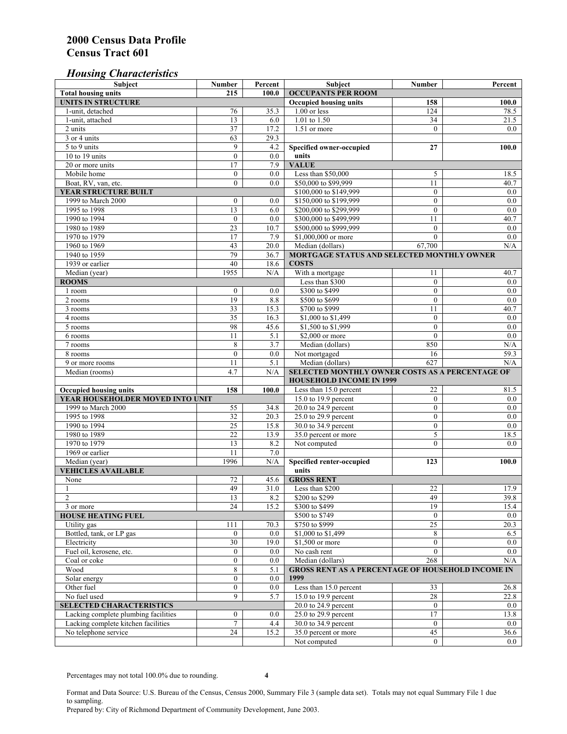## 2000 Census Data Profile
## Census Tract 601

### *Housing Characteristics*

| Subject | Number | Percent | Subject | Number | Percent |
|---|---|---|---|---|---|
| **Total housing units** | **215** | **100.0** | **OCCUPANTS PER ROOM** | | |
| **UNITS IN STRUCTURE** | | | **Occupied housing units** | **158** | **100.0** |
| 1-unit, detached | 76 | 35.3 | 1.00 or less | 124 | 78.5 |
| 1-unit, attached | 13 | 6.0 | 1.01 to 1.50 | 34 | 21.5 |
| 2 units | 37 | 17.2 | 1.51 or more | 0 | 0.0 |
| 3 or 4 units | 63 | 29.3 | | | |
| 5 to 9 units | 9 | 4.2 | **Specified owner-occupied units** | **27** | **100.0** |
| 10 to 19 units | 0 | 0.0 | | | |
| 20 or more units | 17 | 7.9 | **VALUE** | | |
| Mobile home | 0 | 0.0 | Less than $50,000 | 5 | 18.5 |
| Boat, RV, van, etc. | 0 | 0.0 | $50,000 to $99,999 | 11 | 40.7 |
| **YEAR STRUCTURE BUILT** | | | $100,000 to $149,999 | 0 | 0.0 |
| 1999 to March 2000 | 0 | 0.0 | $150,000 to $199,999 | 0 | 0.0 |
| 1995 to 1998 | 13 | 6.0 | $200,000 to $299,999 | 0 | 0.0 |
| 1990 to 1994 | 0 | 0.0 | $300,000 to $499,999 | 11 | 40.7 |
| 1980 to 1989 | 23 | 10.7 | $500,000 to $999,999 | 0 | 0.0 |
| 1970 to 1979 | 17 | 7.9 | $1,000,000 or more | 0 | 0.0 |
| 1960 to 1969 | 43 | 20.0 | Median (dollars) | 67,700 | N/A |
| 1940 to 1959 | 79 | 36.7 | **MORTGAGE STATUS AND SELECTED MONTHLY OWNER COSTS** | | |
| 1939 or earlier | 40 | 18.6 | | | |
| Median (year) | 1955 | N/A | With a mortgage | 11 | 40.7 |
| **ROOMS** | | | Less than $300 | 0 | 0.0 |
| 1 room | 0 | 0.0 | $300 to $499 | 0 | 0.0 |
| 2 rooms | 19 | 8.8 | $500 to $699 | 0 | 0.0 |
| 3 rooms | 33 | 15.3 | $700 to $999 | 11 | 40.7 |
| 4 rooms | 35 | 16.3 | $1,000 to $1,499 | 0 | 0.0 |
| 5 rooms | 98 | 45.6 | $1,500 to $1,999 | 0 | 0.0 |
| 6 rooms | 11 | 5.1 | $2,000 or more | 0 | 0.0 |
| 7 rooms | 8 | 3.7 | Median (dollars) | 850 | N/A |
| 8 rooms | 0 | 0.0 | Not mortgaged | 16 | 59.3 |
| 9 or more rooms | 11 | 5.1 | Median (dollars) | 627 | N/A |
| Median (rooms) | 4.7 | N/A | **SELECTED MONTHLY OWNER COSTS AS A PERCENTAGE OF HOUSEHOLD INCOME IN 1999** | | |
| **Occupied housing units** | **158** | **100.0** | Less than 15.0 percent | 22 | 81.5 |
| **YEAR HOUSEHOLDER MOVED INTO UNIT** | | | 15.0 to 19.9 percent | 0 | 0.0 |
| 1999 to March 2000 | 55 | 34.8 | 20.0 to 24.9 percent | 0 | 0.0 |
| 1995 to 1998 | 32 | 20.3 | 25.0 to 29.9 percent | 0 | 0.0 |
| 1990 to 1994 | 25 | 15.8 | 30.0 to 34.9 percent | 0 | 0.0 |
| 1980 to 1989 | 22 | 13.9 | 35.0 percent or more | 5 | 18.5 |
| 1970 to 1979 | 13 | 8.2 | Not computed | 0 | 0.0 |
| 1969 or earlier | 11 | 7.0 | | | |
| Median (year) | 1996 | N/A | **Specified renter-occupied units** | **123** | **100.0** |
| **VEHICLES AVAILABLE** | | | | | |
| None | 72 | 45.6 | **GROSS RENT** | | |
| 1 | 49 | 31.0 | Less than $200 | 22 | 17.9 |
| 2 | 13 | 8.2 | $200 to $299 | 49 | 39.8 |
| 3 or more | 24 | 15.2 | $300 to $499 | 19 | 15.4 |
| **HOUSE HEATING FUEL** | | | $500 to $749 | 0 | 0.0 |
| Utility gas | 111 | 70.3 | $750 to $999 | 25 | 20.3 |
| Bottled, tank, or LP gas | 0 | 0.0 | $1,000 to $1,499 | 8 | 6.5 |
| Electricity | 30 | 19.0 | $1,500 or more | 0 | 0.0 |
| Fuel oil, kerosene, etc. | 0 | 0.0 | No cash rent | 0 | 0.0 |
| Coal or coke | 0 | 0.0 | Median (dollars) | 268 | N/A |
| Wood | 8 | 5.1 | **GROSS RENT AS A PERCENTAGE OF HOUSEHOLD INCOME IN 1999** | | |
| Solar energy | 0 | 0.0 | | | |
| Other fuel | 0 | 0.0 | Less than 15.0 percent | 33 | 26.8 |
| No fuel used | 9 | 5.7 | 15.0 to 19.9 percent | 28 | 22.8 |
| **SELECTED CHARACTERISTICS** | | | 20.0 to 24.9 percent | 0 | 0.0 |
| Lacking complete plumbing facilities | 0 | 0.0 | 25.0 to 29.9 percent | 17 | 13.8 |
| Lacking complete kitchen facilities | 7 | 4.4 | 30.0 to 34.9 percent | 0 | 0.0 |
| No telephone service | 24 | 15.2 | 35.0 percent or more | 45 | 36.6 |
| | | | Not computed | 0 | 0.0 |

Percentages may not total 100.0% due to rounding.

Format and Data Source: U.S. Bureau of the Census, Census 2000, Summary File 3 (sample data set). Totals may not equal Summary File 1 due to sampling.
Prepared by: City of Richmond Department of Community Development, June 2003.